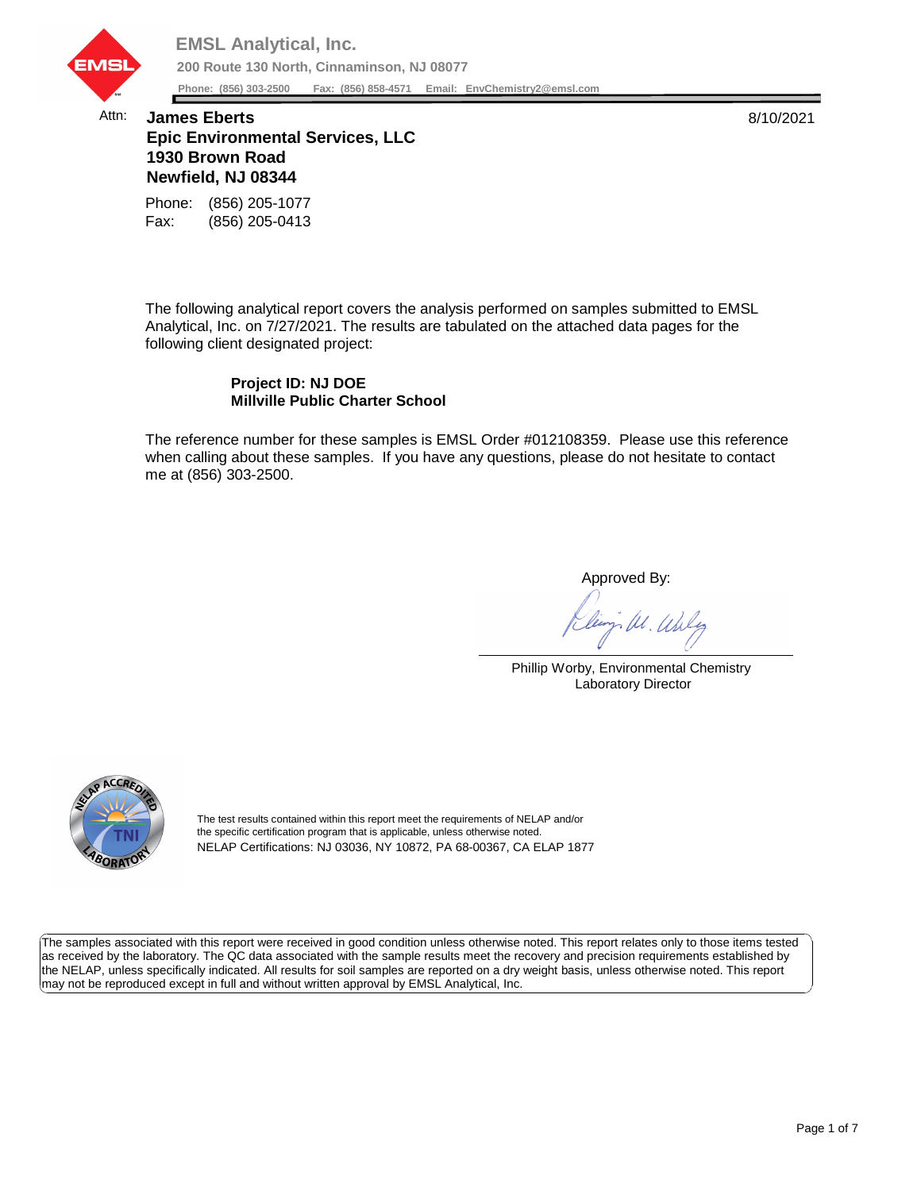**EMSL Analytical, Inc.**

**200 Route 130 North, Cinnaminson, NJ 08077**

**Phone: (856) 303-2500 Fax: (856) 858-4571 Email: EnvChemistry2@emsl.com**

Attn: **James Eberts**
**Epic Environmental Services, LLC**
**1930 Brown Road**
**Newfield, NJ 08344**

8/10/2021

Phone: (856) 205-1077
Fax: (856) 205-0413

The following analytical report covers the analysis performed on samples submitted to EMSL Analytical, Inc. on 7/27/2021. The results are tabulated on the attached data pages for the following client designated project:

**Project ID: NJ DOE**
**Millville Public Charter School**

The reference number for these samples is EMSL Order #012108359. Please use this reference when calling about these samples. If you have any questions, please do not hesitate to contact me at (856) 303-2500.

Approved By:

Phillip Worby, Environmental Chemistry Laboratory Director

The test results contained within this report meet the requirements of NELAP and/or the specific certification program that is applicable, unless otherwise noted.
NELAP Certifications: NJ 03036, NY 10872, PA 68-00367, CA ELAP 1877

The samples associated with this report were received in good condition unless otherwise noted. This report relates only to those items tested as received by the laboratory. The QC data associated with the sample results meet the recovery and precision requirements established by the NELAP, unless specifically indicated. All results for soil samples are reported on a dry weight basis, unless otherwise noted. This report may not be reproduced except in full and without written approval by EMSL Analytical, Inc.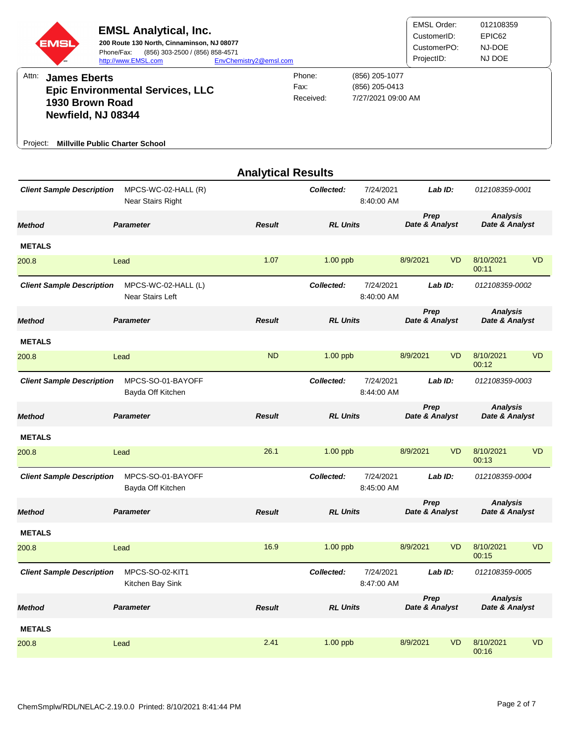**EMSL Analytical, Inc.**
**200 Route 130 North, Cinnaminson, NJ 08077**
Phone/Fax: (856) 303-2500 / (856) 858-4571
http://www.EMSL.com EnvChemistry2@emsl.com

| | |
|---|---|
| EMSL Order: | 012108359 |
| CustomerID: | EPIC62 |
| CustomerPO: | NJ-DOE |
| ProjectID: | NJ DOE |

Attn: **James Eberts**
**Epic Environmental Services, LLC**
**1930 Brown Road**
**Newfield, NJ 08344**

| | |
|---|---|
| Phone: | (856) 205-1077 |
| Fax: | (856) 205-0413 |
| Received: | 7/27/2021 09:00 AM |

Project: **Millville Public Charter School**

## Analytical Results

**Client Sample Description:** MPCS-WC-02-HALL (R) Near Stairs Right — **Collected:** 7/24/2021 8:40:00 AM — **Lab ID:** 012108359-0001

| Method | Parameter | Result | RL Units | Prep Date & Analyst | | Analysis Date & Analyst | |
|---|---|---|---|---|---|---|---|
| **METALS** | | | | | | | |
| 200.8 | Lead | 1.07 | 1.00 ppb | 8/9/2021 | VD | 8/10/2021 00:11 | VD |

**Client Sample Description:** MPCS-WC-02-HALL (L) Near Stairs Left — **Collected:** 7/24/2021 8:40:00 AM — **Lab ID:** 012108359-0002

| Method | Parameter | Result | RL Units | Prep Date & Analyst | | Analysis Date & Analyst | |
|---|---|---|---|---|---|---|---|
| **METALS** | | | | | | | |
| 200.8 | Lead | ND | 1.00 ppb | 8/9/2021 | VD | 8/10/2021 00:12 | VD |

**Client Sample Description:** MPCS-SO-01-BAYOFF Bayda Off Kitchen — **Collected:** 7/24/2021 8:44:00 AM — **Lab ID:** 012108359-0003

| Method | Parameter | Result | RL Units | Prep Date & Analyst | | Analysis Date & Analyst | |
|---|---|---|---|---|---|---|---|
| **METALS** | | | | | | | |
| 200.8 | Lead | 26.1 | 1.00 ppb | 8/9/2021 | VD | 8/10/2021 00:13 | VD |

**Client Sample Description:** MPCS-SO-01-BAYOFF Bayda Off Kitchen — **Collected:** 7/24/2021 8:45:00 AM — **Lab ID:** 012108359-0004

| Method | Parameter | Result | RL Units | Prep Date & Analyst | | Analysis Date & Analyst | |
|---|---|---|---|---|---|---|---|
| **METALS** | | | | | | | |
| 200.8 | Lead | 16.9 | 1.00 ppb | 8/9/2021 | VD | 8/10/2021 00:15 | VD |

**Client Sample Description:** MPCS-SO-02-KIT1 Kitchen Bay Sink — **Collected:** 7/24/2021 8:47:00 AM — **Lab ID:** 012108359-0005

| Method | Parameter | Result | RL Units | Prep Date & Analyst | | Analysis Date & Analyst | |
|---|---|---|---|---|---|---|---|
| **METALS** | | | | | | | |
| 200.8 | Lead | 2.41 | 1.00 ppb | 8/9/2021 | VD | 8/10/2021 00:16 | VD |

ChemSmplw/RDL/NELAC-2.19.0.0 Printed: 8/10/2021 8:41:44 PM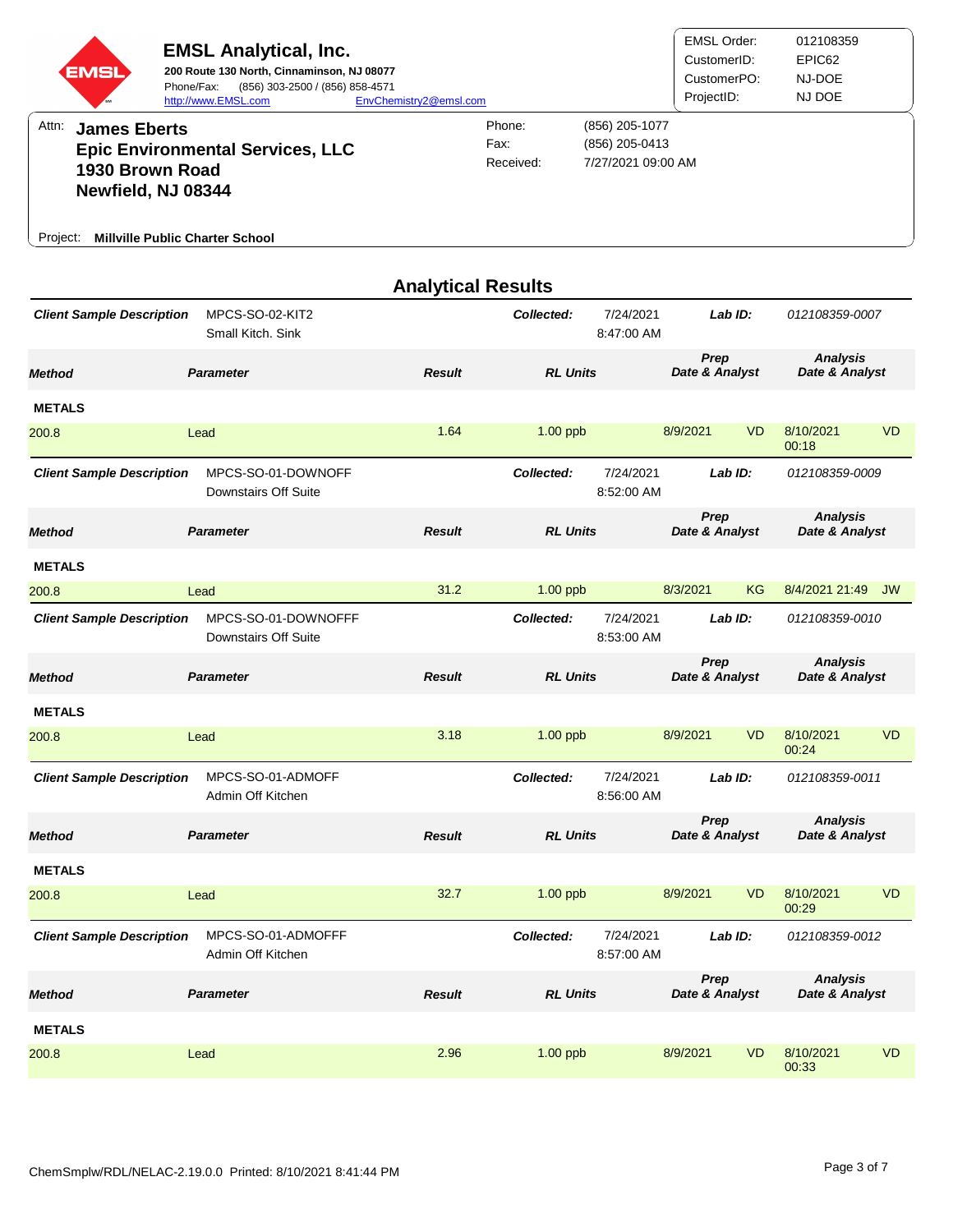**EMSL Analytical, Inc.**
**200 Route 130 North, Cinnaminson, NJ 08077**
Phone/Fax: (856) 303-2500 / (856) 858-4571
http://www.EMSL.com EnvChemistry2@emsl.com

| | |
|---|---|
| EMSL Order: | 012108359 |
| CustomerID: | EPIC62 |
| CustomerPO: | NJ-DOE |
| ProjectID: | NJ DOE |

Attn: **James Eberts**
**Epic Environmental Services, LLC**
**1930 Brown Road**
**Newfield, NJ 08344**

| | |
|---|---|
| Phone: | (856) 205-1077 |
| Fax: | (856) 205-0413 |
| Received: | 7/27/2021 09:00 AM |

Project: **Millville Public Charter School**

## Analytical Results

**Client Sample Description** MPCS-SO-02-KIT2 Small Kitch. Sink — **Collected:** 7/24/2021 8:47:00 AM — **Lab ID:** 012108359-0007

| Method | Parameter | Result | RL Units | Prep Date & Analyst | | Analysis Date & Analyst | |
|---|---|---|---|---|---|---|---|
| **METALS** | | | | | | | |
| 200.8 | Lead | 1.64 | 1.00 ppb | 8/9/2021 | VD | 8/10/2021 00:18 | VD |

**Client Sample Description** MPCS-SO-01-DOWNOFF Downstairs Off Suite — **Collected:** 7/24/2021 8:52:00 AM — **Lab ID:** 012108359-0009

| Method | Parameter | Result | RL Units | Prep Date & Analyst | | Analysis Date & Analyst | |
|---|---|---|---|---|---|---|---|
| **METALS** | | | | | | | |
| 200.8 | Lead | 31.2 | 1.00 ppb | 8/3/2021 | KG | 8/4/2021 21:49 | JW |

**Client Sample Description** MPCS-SO-01-DOWNOFFF Downstairs Off Suite — **Collected:** 7/24/2021 8:53:00 AM — **Lab ID:** 012108359-0010

| Method | Parameter | Result | RL Units | Prep Date & Analyst | | Analysis Date & Analyst | |
|---|---|---|---|---|---|---|---|
| **METALS** | | | | | | | |
| 200.8 | Lead | 3.18 | 1.00 ppb | 8/9/2021 | VD | 8/10/2021 00:24 | VD |

**Client Sample Description** MPCS-SO-01-ADMOFF Admin Off Kitchen — **Collected:** 7/24/2021 8:56:00 AM — **Lab ID:** 012108359-0011

| Method | Parameter | Result | RL Units | Prep Date & Analyst | | Analysis Date & Analyst | |
|---|---|---|---|---|---|---|---|
| **METALS** | | | | | | | |
| 200.8 | Lead | 32.7 | 1.00 ppb | 8/9/2021 | VD | 8/10/2021 00:29 | VD |

**Client Sample Description** MPCS-SO-01-ADMOFFF Admin Off Kitchen — **Collected:** 7/24/2021 8:57:00 AM — **Lab ID:** 012108359-0012

| Method | Parameter | Result | RL Units | Prep Date & Analyst | | Analysis Date & Analyst | |
|---|---|---|---|---|---|---|---|
| **METALS** | | | | | | | |
| 200.8 | Lead | 2.96 | 1.00 ppb | 8/9/2021 | VD | 8/10/2021 00:33 | VD |

ChemSmplw/RDL/NELAC-2.19.0.0 Printed: 8/10/2021 8:41:44 PM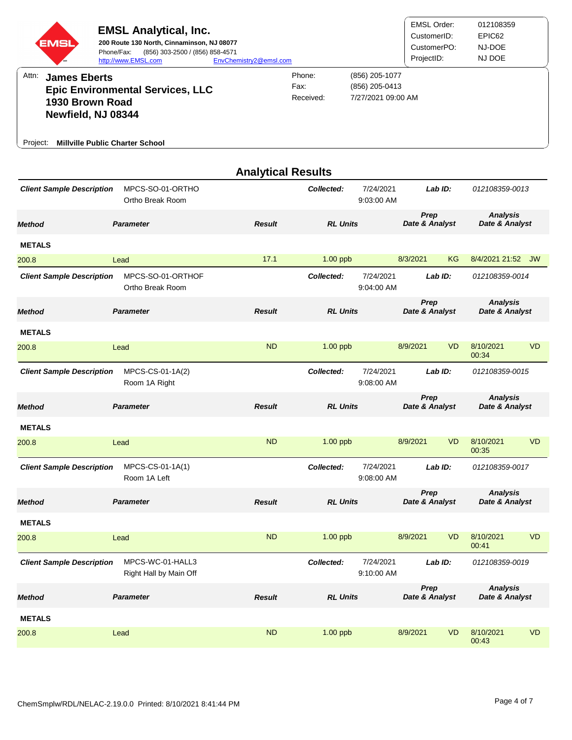# EMSL Analytical, Inc.

**200 Route 130 North, Cinnaminson, NJ 08077**
Phone/Fax: (856) 303-2500 / (856) 858-4571
http://www.EMSL.com EnvChemistry2@emsl.com

| | |
|---|---|
| EMSL Order: | 012108359 |
| CustomerID: | EPIC62 |
| CustomerPO: | NJ-DOE |
| ProjectID: | NJ DOE |

Attn: **James Eberts**
**Epic Environmental Services, LLC**
**1930 Brown Road**
**Newfield, NJ 08344**

| | |
|---|---|
| Phone: | (856) 205-1077 |
| Fax: | (856) 205-0413 |
| Received: | 7/27/2021 09:00 AM |

Project: **Millville Public Charter School**

## Analytical Results

**Client Sample Description** MPCS-SO-01-ORTHO Ortho Break Room — **Collected:** 7/24/2021 9:03:00 AM — **Lab ID:** 012108359-0013

| Method | Parameter | Result | RL Units | Prep Date & Analyst | Analysis Date & Analyst |
|---|---|---|---|---|---|
| **METALS** | | | | | |
| 200.8 | Lead | 17.1 | 1.00 ppb | 8/3/2021 KG | 8/4/2021 21:52 JW |

**Client Sample Description** MPCS-SO-01-ORTHOF Ortho Break Room — **Collected:** 7/24/2021 9:04:00 AM — **Lab ID:** 012108359-0014

| Method | Parameter | Result | RL Units | Prep Date & Analyst | Analysis Date & Analyst |
|---|---|---|---|---|---|
| **METALS** | | | | | |
| 200.8 | Lead | ND | 1.00 ppb | 8/9/2021 VD | 8/10/2021 00:34 VD |

**Client Sample Description** MPCS-CS-01-1A(2) Room 1A Right — **Collected:** 7/24/2021 9:08:00 AM — **Lab ID:** 012108359-0015

| Method | Parameter | Result | RL Units | Prep Date & Analyst | Analysis Date & Analyst |
|---|---|---|---|---|---|
| **METALS** | | | | | |
| 200.8 | Lead | ND | 1.00 ppb | 8/9/2021 VD | 8/10/2021 00:35 VD |

**Client Sample Description** MPCS-CS-01-1A(1) Room 1A Left — **Collected:** 7/24/2021 9:08:00 AM — **Lab ID:** 012108359-0017

| Method | Parameter | Result | RL Units | Prep Date & Analyst | Analysis Date & Analyst |
|---|---|---|---|---|---|
| **METALS** | | | | | |
| 200.8 | Lead | ND | 1.00 ppb | 8/9/2021 VD | 8/10/2021 00:41 VD |

**Client Sample Description** MPCS-WC-01-HALL3 Right Hall by Main Off — **Collected:** 7/24/2021 9:10:00 AM — **Lab ID:** 012108359-0019

| Method | Parameter | Result | RL Units | Prep Date & Analyst | Analysis Date & Analyst |
|---|---|---|---|---|---|
| **METALS** | | | | | |
| 200.8 | Lead | ND | 1.00 ppb | 8/9/2021 VD | 8/10/2021 00:43 VD |

ChemSmplw/RDL/NELAC-2.19.0.0 Printed: 8/10/2021 8:41:44 PM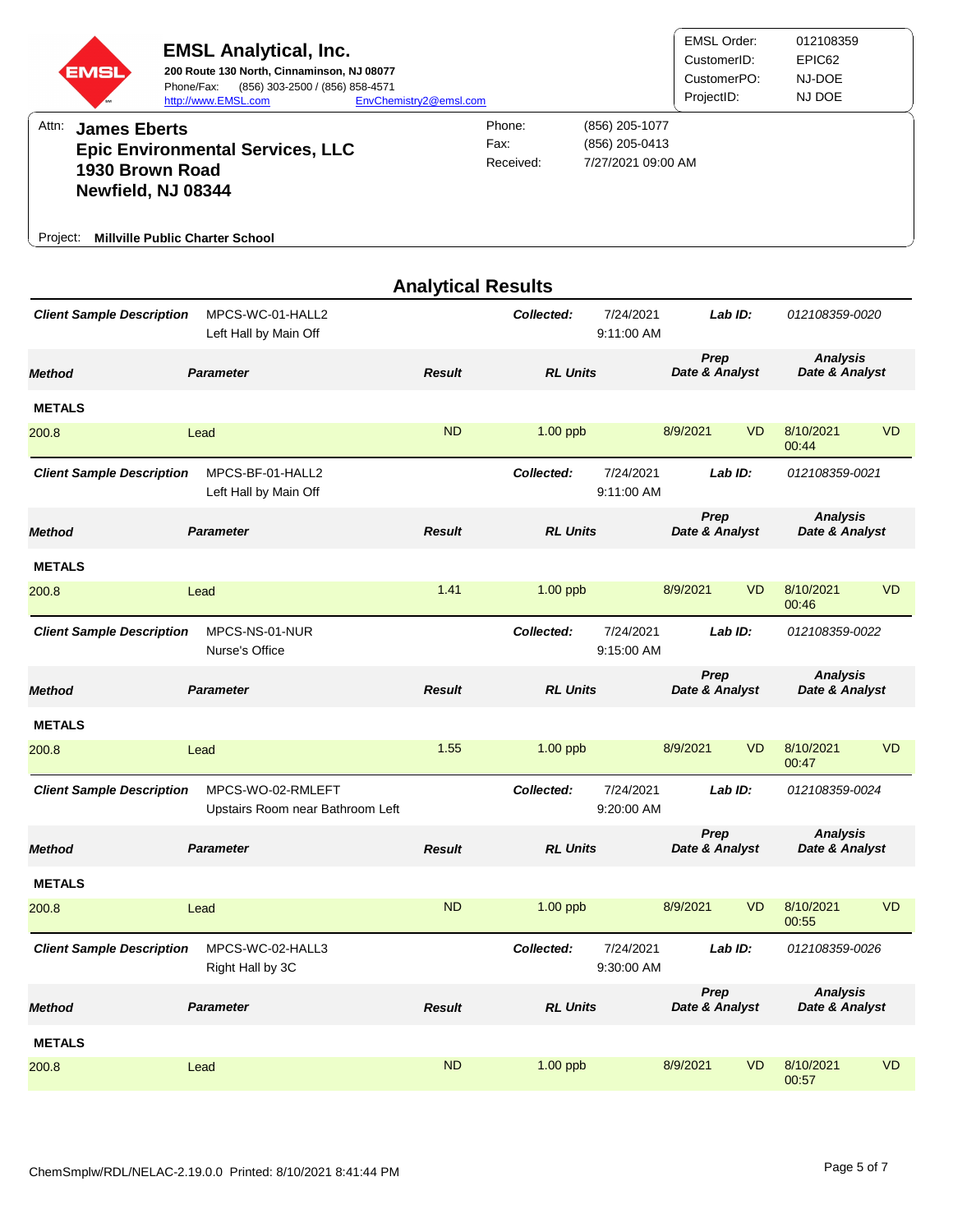**EMSL Analytical, Inc.**
200 Route 130 North, Cinnaminson, NJ 08077
Phone/Fax: (856) 303-2500 / (856) 858-4571
http://www.EMSL.com EnvChemistry2@emsl.com

| | |
|---|---|
| EMSL Order: | 012108359 |
| CustomerID: | EPIC62 |
| CustomerPO: | NJ-DOE |
| ProjectID: | NJ DOE |

Attn: **James Eberts**
**Epic Environmental Services, LLC**
**1930 Brown Road**
**Newfield, NJ 08344**

| | |
|---|---|
| Phone: | (856) 205-1077 |
| Fax: | (856) 205-0413 |
| Received: | 7/27/2021 09:00 AM |

Project: **Millville Public Charter School**

## Analytical Results

**Client Sample Description:** MPCS-WC-01-HALL2 — Left Hall by Main Off
**Collected:** 7/24/2021 9:11:00 AM **Lab ID:** 012108359-0020

| Method | Parameter | Result | RL Units | Prep Date & Analyst | | Analysis Date & Analyst | |
|---|---|---|---|---|---|---|---|
| **METALS** | | | | | | | |
| 200.8 | Lead | ND | 1.00 ppb | 8/9/2021 | VD | 8/10/2021 00:44 | VD |

**Client Sample Description:** MPCS-BF-01-HALL2 — Left Hall by Main Off
**Collected:** 7/24/2021 9:11:00 AM **Lab ID:** 012108359-0021

| Method | Parameter | Result | RL Units | Prep Date & Analyst | | Analysis Date & Analyst | |
|---|---|---|---|---|---|---|---|
| **METALS** | | | | | | | |
| 200.8 | Lead | 1.41 | 1.00 ppb | 8/9/2021 | VD | 8/10/2021 00:46 | VD |

**Client Sample Description:** MPCS-NS-01-NUR — Nurse's Office
**Collected:** 7/24/2021 9:15:00 AM **Lab ID:** 012108359-0022

| Method | Parameter | Result | RL Units | Prep Date & Analyst | | Analysis Date & Analyst | |
|---|---|---|---|---|---|---|---|
| **METALS** | | | | | | | |
| 200.8 | Lead | 1.55 | 1.00 ppb | 8/9/2021 | VD | 8/10/2021 00:47 | VD |

**Client Sample Description:** MPCS-WO-02-RMLEFT — Upstairs Room near Bathroom Left
**Collected:** 7/24/2021 9:20:00 AM **Lab ID:** 012108359-0024

| Method | Parameter | Result | RL Units | Prep Date & Analyst | | Analysis Date & Analyst | |
|---|---|---|---|---|---|---|---|
| **METALS** | | | | | | | |
| 200.8 | Lead | ND | 1.00 ppb | 8/9/2021 | VD | 8/10/2021 00:55 | VD |

**Client Sample Description:** MPCS-WC-02-HALL3 — Right Hall by 3C
**Collected:** 7/24/2021 9:30:00 AM **Lab ID:** 012108359-0026

| Method | Parameter | Result | RL Units | Prep Date & Analyst | | Analysis Date & Analyst | |
|---|---|---|---|---|---|---|---|
| **METALS** | | | | | | | |
| 200.8 | Lead | ND | 1.00 ppb | 8/9/2021 | VD | 8/10/2021 00:57 | VD |

ChemSmplw/RDL/NELAC-2.19.0.0 Printed: 8/10/2021 8:41:44 PM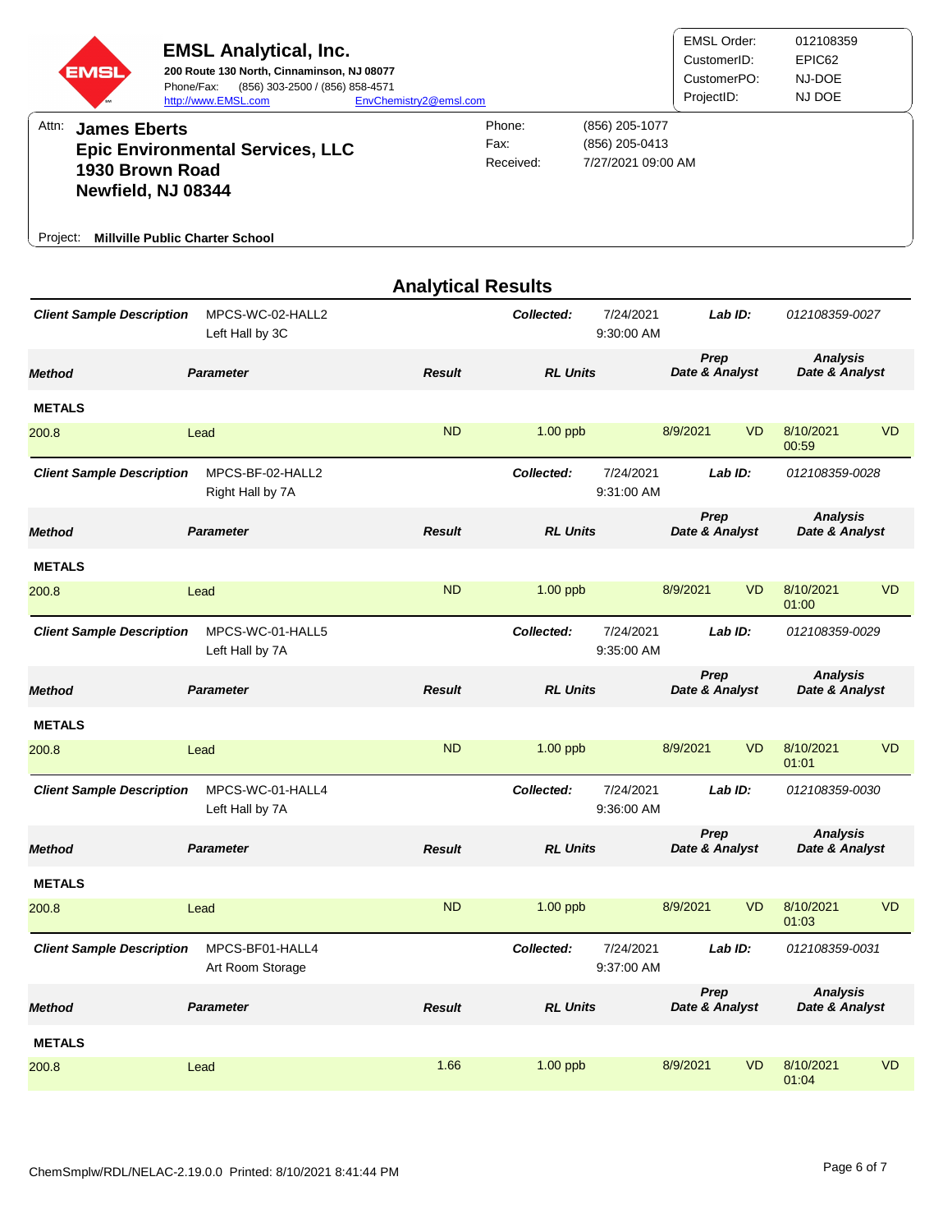**EMSL Analytical, Inc.**
**200 Route 130 North, Cinnaminson, NJ 08077**
Phone/Fax: (856) 303-2500 / (856) 858-4571
http://www.EMSL.com EnvChemistry2@emsl.com

| | |
|---|---|
| EMSL Order: | 012108359 |
| CustomerID: | EPIC62 |
| CustomerPO: | NJ-DOE |
| ProjectID: | NJ DOE |

Attn: **James Eberts**
**Epic Environmental Services, LLC**
**1930 Brown Road**
**Newfield, NJ 08344**

| | |
|---|---|
| Phone: | (856) 205-1077 |
| Fax: | (856) 205-0413 |
| Received: | 7/27/2021 09:00 AM |

Project: **Millville Public Charter School**

## Analytical Results

***Client Sample Description*** MPCS-WC-02-HALL2 Left Hall by 3C — ***Collected:*** 7/24/2021 9:30:00 AM — ***Lab ID:*** *012108359-0027*

| Method | Parameter | Result | RL Units | Prep Date & Analyst | | Analysis Date & Analyst | |
|---|---|---|---|---|---|---|---|
| **METALS** | | | | | | | |
| 200.8 | Lead | ND | 1.00 ppb | 8/9/2021 | VD | 8/10/2021 00:59 | VD |

***Client Sample Description*** MPCS-BF-02-HALL2 Right Hall by 7A — ***Collected:*** 7/24/2021 9:31:00 AM — ***Lab ID:*** *012108359-0028*

| Method | Parameter | Result | RL Units | Prep Date & Analyst | | Analysis Date & Analyst | |
|---|---|---|---|---|---|---|---|
| **METALS** | | | | | | | |
| 200.8 | Lead | ND | 1.00 ppb | 8/9/2021 | VD | 8/10/2021 01:00 | VD |

***Client Sample Description*** MPCS-WC-01-HALL5 Left Hall by 7A — ***Collected:*** 7/24/2021 9:35:00 AM — ***Lab ID:*** *012108359-0029*

| Method | Parameter | Result | RL Units | Prep Date & Analyst | | Analysis Date & Analyst | |
|---|---|---|---|---|---|---|---|
| **METALS** | | | | | | | |
| 200.8 | Lead | ND | 1.00 ppb | 8/9/2021 | VD | 8/10/2021 01:01 | VD |

***Client Sample Description*** MPCS-WC-01-HALL4 Left Hall by 7A — ***Collected:*** 7/24/2021 9:36:00 AM — ***Lab ID:*** *012108359-0030*

| Method | Parameter | Result | RL Units | Prep Date & Analyst | | Analysis Date & Analyst | |
|---|---|---|---|---|---|---|---|
| **METALS** | | | | | | | |
| 200.8 | Lead | ND | 1.00 ppb | 8/9/2021 | VD | 8/10/2021 01:03 | VD |

***Client Sample Description*** MPCS-BF01-HALL4 Art Room Storage — ***Collected:*** 7/24/2021 9:37:00 AM — ***Lab ID:*** *012108359-0031*

| Method | Parameter | Result | RL Units | Prep Date & Analyst | | Analysis Date & Analyst | |
|---|---|---|---|---|---|---|---|
| **METALS** | | | | | | | |
| 200.8 | Lead | 1.66 | 1.00 ppb | 8/9/2021 | VD | 8/10/2021 01:04 | VD |

ChemSmplw/RDL/NELAC-2.19.0.0 Printed: 8/10/2021 8:41:44 PM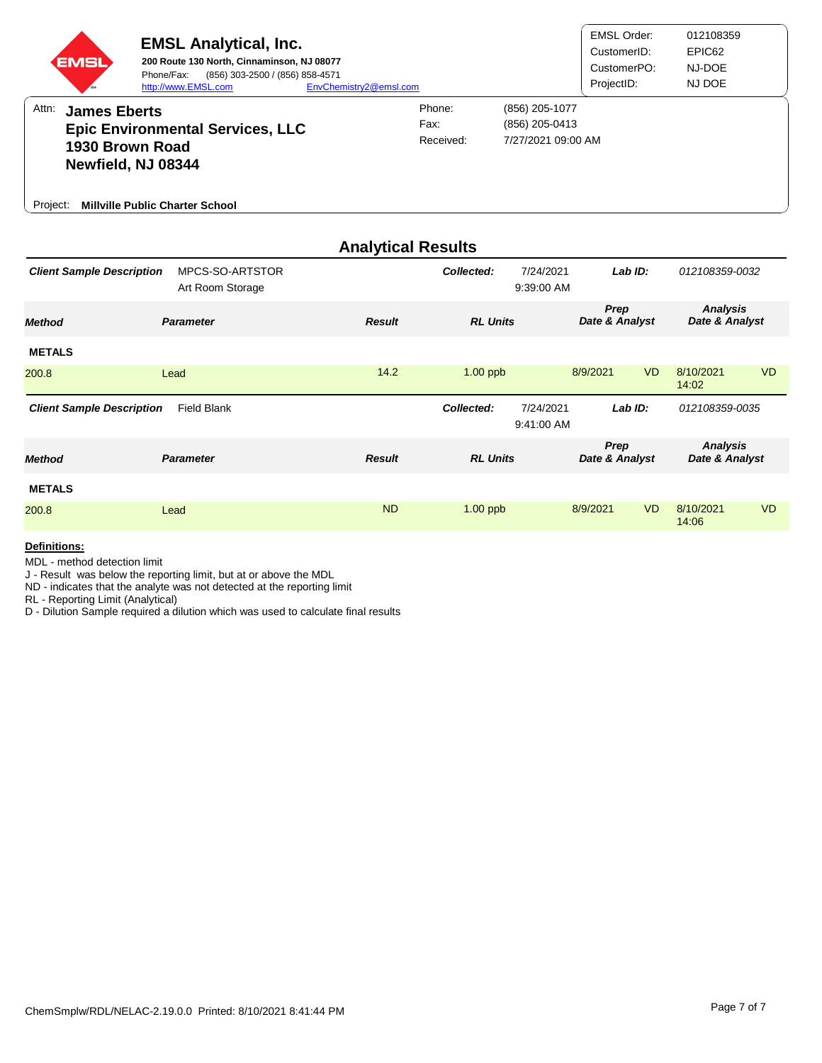**EMSL Analytical, Inc.**
**200 Route 130 North, Cinnaminson, NJ 08077**
Phone/Fax: (856) 303-2500 / (856) 858-4571
http://www.EMSL.com EnvChemistry2@emsl.com

| | |
|---|---|
| EMSL Order: | 012108359 |
| CustomerID: | EPIC62 |
| CustomerPO: | NJ-DOE |
| ProjectID: | NJ DOE |

Attn: **James Eberts**
**Epic Environmental Services, LLC**
**1930 Brown Road**
**Newfield, NJ 08344**

| | |
|---|---|
| Phone: | (856) 205-1077 |
| Fax: | (856) 205-0413 |
| Received: | 7/27/2021 09:00 AM |

Project: **Millville Public Charter School**

## Analytical Results

***Client Sample Description*** MPCS-SO-ARTSTOR Art Room Storage — ***Collected:*** 7/24/2021 9:39:00 AM — ***Lab ID:*** *012108359-0032*

| *Method* | *Parameter* | *Result* | *RL Units* | *Prep Date & Analyst* | | *Analysis Date & Analyst* | |
|---|---|---|---|---|---|---|---|
| **METALS** | | | | | | | |
| 200.8 | Lead | 14.2 | 1.00 ppb | 8/9/2021 | VD | 8/10/2021 14:02 | VD |

***Client Sample Description*** Field Blank — ***Collected:*** 7/24/2021 9:41:00 AM — ***Lab ID:*** *012108359-0035*

| *Method* | *Parameter* | *Result* | *RL Units* | *Prep Date & Analyst* | | *Analysis Date & Analyst* | |
|---|---|---|---|---|---|---|---|
| **METALS** | | | | | | | |
| 200.8 | Lead | ND | 1.00 ppb | 8/9/2021 | VD | 8/10/2021 14:06 | VD |

**Definitions:**

MDL - method detection limit
J - Result was below the reporting limit, but at or above the MDL
ND - indicates that the analyte was not detected at the reporting limit
RL - Reporting Limit (Analytical)
D - Dilution Sample required a dilution which was used to calculate final results

ChemSmplw/RDL/NELAC-2.19.0.0 Printed: 8/10/2021 8:41:44 PM